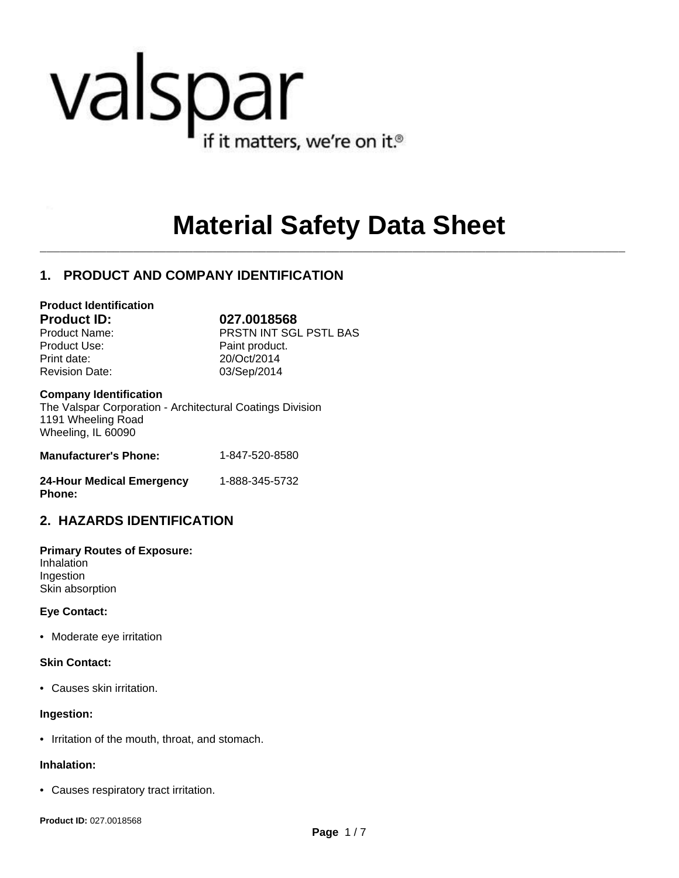valspar
if it matters, we're on it.®

# Material Safety Data Sheet

## 1. PRODUCT AND COMPANY IDENTIFICATION

**Product Identification**

| | |
|---|---|
| **Product ID:** | **027.0018568** |
| Product Name: | PRSTN INT SGL PSTL BAS |
| Product Use: | Paint product. |
| Print date: | 20/Oct/2014 |
| Revision Date: | 03/Sep/2014 |

**Company Identification**
The Valspar Corporation - Architectural Coatings Division
1191 Wheeling Road
Wheeling, IL 60090

| | |
|---|---|
| **Manufacturer's Phone:** | 1-847-520-8580 |
| **24-Hour Medical Emergency Phone:** | 1-888-345-5732 |

## 2. HAZARDS IDENTIFICATION

**Primary Routes of Exposure:**
Inhalation
Ingestion
Skin absorption

**Eye Contact:**

- Moderate eye irritation

**Skin Contact:**

- Causes skin irritation.

**Ingestion:**

- Irritation of the mouth, throat, and stomach.

**Inhalation:**

- Causes respiratory tract irritation.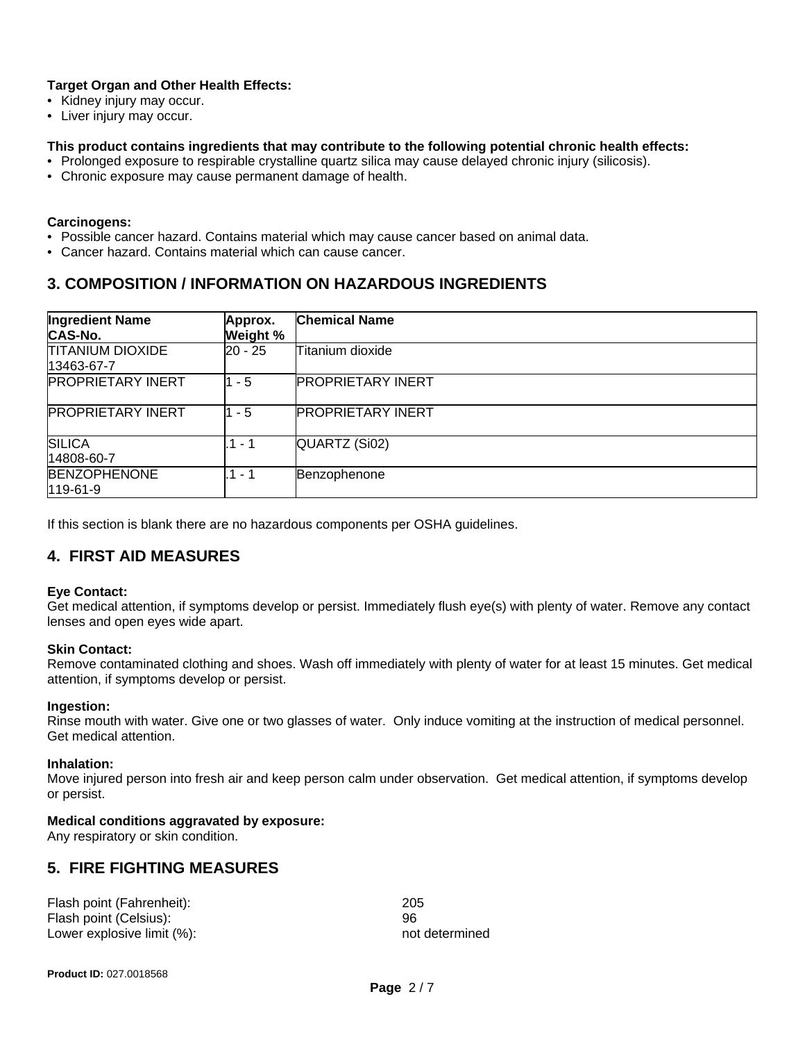**Target Organ and Other Health Effects:**

- Kidney injury may occur.
- Liver injury may occur.

**This product contains ingredients that may contribute to the following potential chronic health effects:**

- Prolonged exposure to respirable crystalline quartz silica may cause delayed chronic injury (silicosis).
- Chronic exposure may cause permanent damage of health.

**Carcinogens:**

- Possible cancer hazard. Contains material which may cause cancer based on animal data.
- Cancer hazard. Contains material which can cause cancer.

## 3. COMPOSITION / INFORMATION ON HAZARDOUS INGREDIENTS

| Ingredient Name CAS-No. | Approx. Weight % | Chemical Name |
|---|---|---|
| TITANIUM DIOXIDE 13463-67-7 | 20 - 25 | Titanium dioxide |
| PROPRIETARY INERT | 1 - 5 | PROPRIETARY INERT |
| PROPRIETARY INERT | 1 - 5 | PROPRIETARY INERT |
| SILICA 14808-60-7 | .1 - 1 | QUARTZ (Si02) |
| BENZOPHENONE 119-61-9 | .1 - 1 | Benzophenone |

If this section is blank there are no hazardous components per OSHA guidelines.

## 4. FIRST AID MEASURES

**Eye Contact:**
Get medical attention, if symptoms develop or persist. Immediately flush eye(s) with plenty of water. Remove any contact lenses and open eyes wide apart.

**Skin Contact:**
Remove contaminated clothing and shoes. Wash off immediately with plenty of water for at least 15 minutes. Get medical attention, if symptoms develop or persist.

**Ingestion:**
Rinse mouth with water. Give one or two glasses of water. Only induce vomiting at the instruction of medical personnel. Get medical attention.

**Inhalation:**
Move injured person into fresh air and keep person calm under observation. Get medical attention, if symptoms develop or persist.

**Medical conditions aggravated by exposure:**
Any respiratory or skin condition.

## 5. FIRE FIGHTING MEASURES

| | |
|---|---|
| Flash point (Fahrenheit): | 205 |
| Flash point (Celsius): | 96 |
| Lower explosive limit (%): | not determined |

**Product ID:** 027.0018568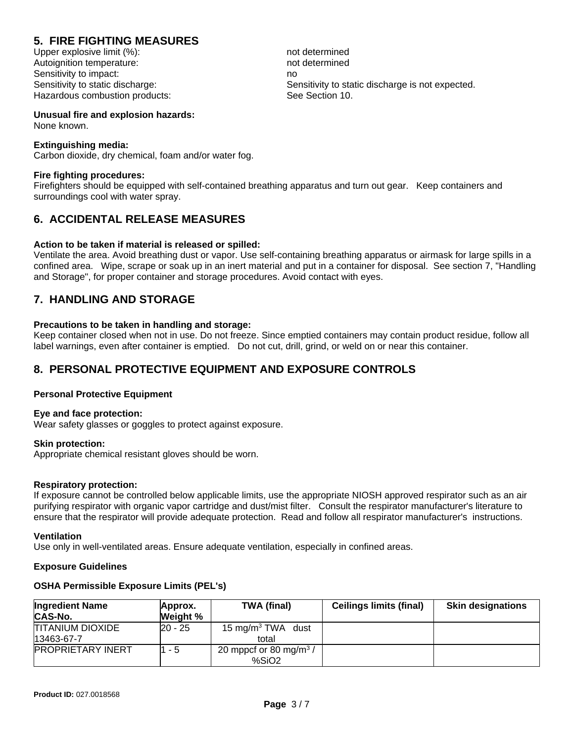## 5. FIRE FIGHTING MEASURES

Upper explosive limit (%): not determined
Autoignition temperature: not determined
Sensitivity to impact: no
Sensitivity to static discharge: Sensitivity to static discharge is not expected.
Hazardous combustion products: See Section 10.

**Unusual fire and explosion hazards:**
None known.

**Extinguishing media:**
Carbon dioxide, dry chemical, foam and/or water fog.

**Fire fighting procedures:**
Firefighters should be equipped with self-contained breathing apparatus and turn out gear. Keep containers and surroundings cool with water spray.

## 6. ACCIDENTAL RELEASE MEASURES

**Action to be taken if material is released or spilled:**
Ventilate the area. Avoid breathing dust or vapor. Use self-containing breathing apparatus or airmask for large spills in a confined area. Wipe, scrape or soak up in an inert material and put in a container for disposal. See section 7, "Handling and Storage", for proper container and storage procedures. Avoid contact with eyes.

## 7. HANDLING AND STORAGE

**Precautions to be taken in handling and storage:**
Keep container closed when not in use. Do not freeze. Since emptied containers may contain product residue, follow all label warnings, even after container is emptied. Do not cut, drill, grind, or weld on or near this container.

## 8. PERSONAL PROTECTIVE EQUIPMENT AND EXPOSURE CONTROLS

**Personal Protective Equipment**

**Eye and face protection:**
Wear safety glasses or goggles to protect against exposure.

**Skin protection:**
Appropriate chemical resistant gloves should be worn.

**Respiratory protection:**
If exposure cannot be controlled below applicable limits, use the appropriate NIOSH approved respirator such as an air purifying respirator with organic vapor cartridge and dust/mist filter. Consult the respirator manufacturer's literature to ensure that the respirator will provide adequate protection. Read and follow all respirator manufacturer's instructions.

**Ventilation**
Use only in well-ventilated areas. Ensure adequate ventilation, especially in confined areas.

**Exposure Guidelines**

**OSHA Permissible Exposure Limits (PEL's)**

| Ingredient Name CAS-No. | Approx. Weight % | TWA (final) | Ceilings limits (final) | Skin designations |
|---|---|---|---|---|
| TITANIUM DIOXIDE 13463-67-7 | 20 - 25 | 15 $mg/m^3$ TWA dust total | | |
| PROPRIETARY INERT | 1 - 5 | 20 mppcf or 80 $mg/m^3$ / $\%SiO_2$ | | |

**Product ID:** 027.0018568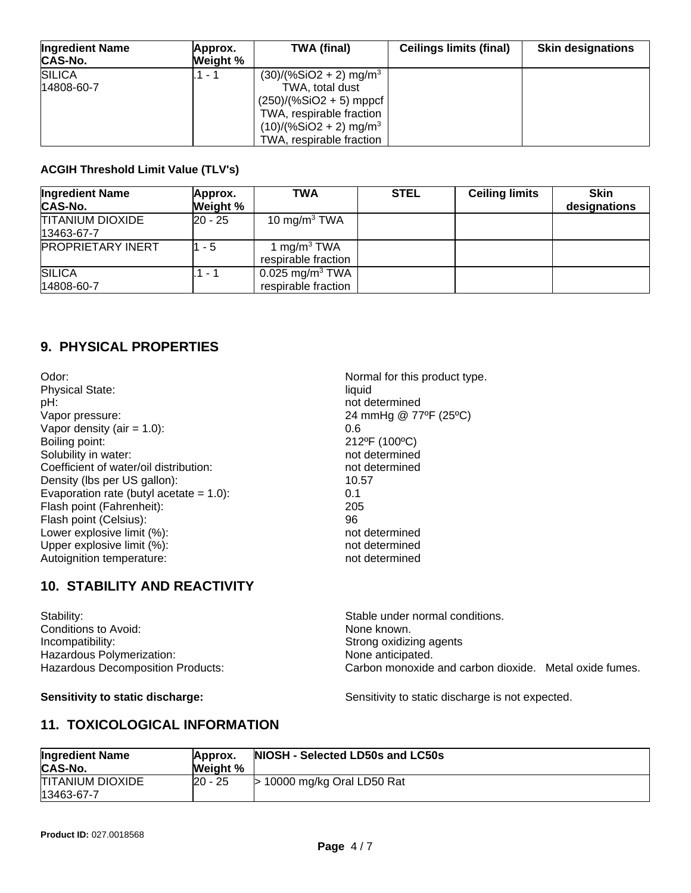| Ingredient Name CAS-No. | Approx. Weight % | TWA (final) | Ceilings limits (final) | Skin designations |
|---|---|---|---|---|
| SILICA 14808-60-7 | .1 - 1 | $(30)/(\%SiO_2 + 2)$ mg/m$^3$ TWA, total dust $(250)/(\%SiO_2 + 5)$ mppcf TWA, respirable fraction $(10)/(\%SiO_2 + 2)$ mg/m$^3$ TWA, respirable fraction | | |

**ACGIH Threshold Limit Value (TLV's)**

| Ingredient Name CAS-No. | Approx. Weight % | TWA | STEL | Ceiling limits | Skin designations |
|---|---|---|---|---|---|
| TITANIUM DIOXIDE 13463-67-7 | 20 - 25 | 10 mg/m$^3$ TWA | | | |
| PROPRIETARY INERT | 1 - 5 | 1 mg/m$^3$ TWA respirable fraction | | | |
| SILICA 14808-60-7 | .1 - 1 | 0.025 mg/m$^3$ TWA respirable fraction | | | |

## 9. PHYSICAL PROPERTIES

| | |
|---|---|
| Odor: | Normal for this product type. |
| Physical State: | liquid |
| pH: | not determined |
| Vapor pressure: | 24 mmHg @ 77ºF (25ºC) |
| Vapor density (air = 1.0): | 0.6 |
| Boiling point: | 212ºF (100ºC) |
| Solubility in water: | not determined |
| Coefficient of water/oil distribution: | not determined |
| Density (lbs per US gallon): | 10.57 |
| Evaporation rate (butyl acetate = 1.0): | 0.1 |
| Flash point (Fahrenheit): | 205 |
| Flash point (Celsius): | 96 |
| Lower explosive limit (%): | not determined |
| Upper explosive limit (%): | not determined |
| Autoignition temperature: | not determined |

## 10. STABILITY AND REACTIVITY

| | |
|---|---|
| Stability: | Stable under normal conditions. |
| Conditions to Avoid: | None known. |
| Incompatibility: | Strong oxidizing agents |
| Hazardous Polymerization: | None anticipated. |
| Hazardous Decomposition Products: | Carbon monoxide and carbon dioxide. Metal oxide fumes. |

**Sensitivity to static discharge:** Sensitivity to static discharge is not expected.

## 11. TOXICOLOGICAL INFORMATION

| Ingredient Name CAS-No. | Approx. Weight % | NIOSH - Selected LD50s and LC50s |
|---|---|---|
| TITANIUM DIOXIDE 13463-67-7 | 20 - 25 | > 10000 mg/kg Oral LD50 Rat |

**Product ID:** 027.0018568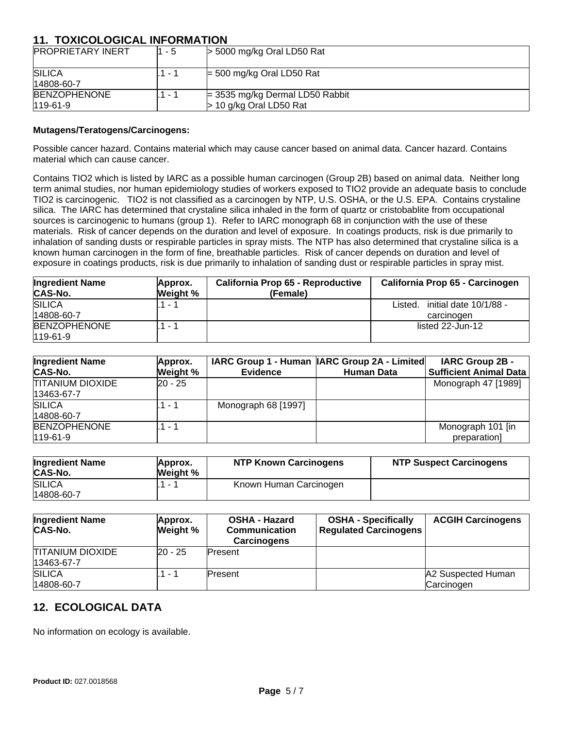## 11. TOXICOLOGICAL INFORMATION

| | | |
|---|---|---|
| PROPRIETARY INERT | 1 - 5 | > 5000 mg/kg Oral LD50 Rat |
| SILICA<br>14808-60-7 | .1 - 1 | = 500 mg/kg Oral LD50 Rat |
| BENZOPHENONE<br>119-61-9 | .1 - 1 | = 3535 mg/kg Dermal LD50 Rabbit<br>> 10 g/kg Oral LD50 Rat |

**Mutagens/Teratogens/Carcinogens:**

Possible cancer hazard. Contains material which may cause cancer based on animal data. Cancer hazard. Contains material which can cause cancer.

Contains TIO2 which is listed by IARC as a possible human carcinogen (Group 2B) based on animal data. Neither long term animal studies, nor human epidemiology studies of workers exposed to TIO2 provide an adequate basis to conclude TIO2 is carcinogenic. TIO2 is not classified as a carcinogen by NTP, U.S. OSHA, or the U.S. EPA. Contains crystaline silica. The IARC has determined that crystaline silica inhaled in the form of quartz or cristobablite from occupational sources is carcinogenic to humans (group 1). Refer to IARC monograph 68 in conjunction with the use of these materials. Risk of cancer depends on the duration and level of exposure. In coatings products, risk is due primarily to inhalation of sanding dusts or respirable particles in spray mists. The NTP has also determined that crystaline silica is a known human carcinogen in the form of fine, breathable particles. Risk of cancer depends on duration and level of exposure in coatings products, risk is due primarily to inhalation of sanding dust or respirable particles in spray mist.

| Ingredient Name<br>CAS-No. | Approx.<br>Weight % | California Prop 65 - Reproductive (Female) | California Prop 65 - Carcinogen |
|---|---|---|---|
| SILICA<br>14808-60-7 | .1 - 1 | | Listed. initial date 10/1/88 - carcinogen |
| BENZOPHENONE<br>119-61-9 | .1 - 1 | | listed 22-Jun-12 |

| Ingredient Name<br>CAS-No. | Approx.<br>Weight % | IARC Group 1 - Human Evidence | IARC Group 2A - Limited Human Data | IARC Group 2B - Sufficient Animal Data |
|---|---|---|---|---|
| TITANIUM DIOXIDE<br>13463-67-7 | 20 - 25 | | | Monograph 47 [1989] |
| SILICA<br>14808-60-7 | .1 - 1 | Monograph 68 [1997] | | |
| BENZOPHENONE<br>119-61-9 | .1 - 1 | | | Monograph 101 [in preparation] |

| Ingredient Name<br>CAS-No. | Approx.<br>Weight % | NTP Known Carcinogens | NTP Suspect Carcinogens |
|---|---|---|---|
| SILICA<br>14808-60-7 | .1 - 1 | Known Human Carcinogen | |

| Ingredient Name<br>CAS-No. | Approx.<br>Weight % | OSHA - Hazard Communication Carcinogens | OSHA - Specifically Regulated Carcinogens | ACGIH Carcinogens |
|---|---|---|---|---|
| TITANIUM DIOXIDE<br>13463-67-7 | 20 - 25 | Present | | |
| SILICA<br>14808-60-7 | .1 - 1 | Present | | A2 Suspected Human Carcinogen |

## 12. ECOLOGICAL DATA

No information on ecology is available.

**Product ID:** 027.0018568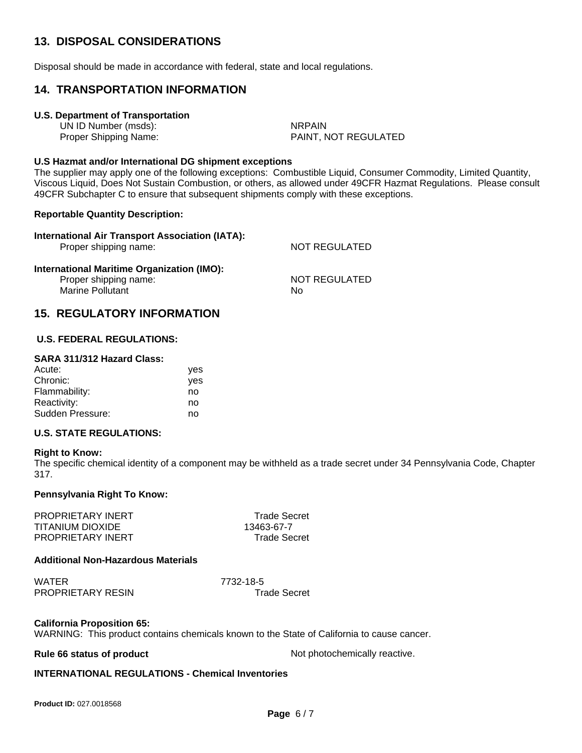## 13. DISPOSAL CONSIDERATIONS

Disposal should be made in accordance with federal, state and local regulations.

## 14. TRANSPORTATION INFORMATION

**U.S. Department of Transportation**

| | |
|---|---|
| UN ID Number (msds): | NRPAIN |
| Proper Shipping Name: | PAINT, NOT REGULATED |

**U.S Hazmat and/or International DG shipment exceptions**

The supplier may apply one of the following exceptions: Combustible Liquid, Consumer Commodity, Limited Quantity, Viscous Liquid, Does Not Sustain Combustion, or others, as allowed under 49CFR Hazmat Regulations. Please consult 49CFR Subchapter C to ensure that subsequent shipments comply with these exceptions.

**Reportable Quantity Description:**

**International Air Transport Association (IATA):**

| | |
|---|---|
| Proper shipping name: | NOT REGULATED |

**International Maritime Organization (IMO):**

| | |
|---|---|
| Proper shipping name: | NOT REGULATED |
| Marine Pollutant | No |

## 15. REGULATORY INFORMATION

**U.S. FEDERAL REGULATIONS:**

**SARA 311/312 Hazard Class:**

| | |
|---|---|
| Acute: | yes |
| Chronic: | yes |
| Flammability: | no |
| Reactivity: | no |
| Sudden Pressure: | no |

**U.S. STATE REGULATIONS:**

**Right to Know:**

The specific chemical identity of a component may be withheld as a trade secret under 34 Pennsylvania Code, Chapter 317.

**Pennsylvania Right To Know:**

| | |
|---|---|
| PROPRIETARY INERT | Trade Secret |
| TITANIUM DIOXIDE | 13463-67-7 |
| PROPRIETARY INERT | Trade Secret |

**Additional Non-Hazardous Materials**

| | |
|---|---|
| WATER | 7732-18-5 |
| PROPRIETARY RESIN | Trade Secret |

**California Proposition 65:**

WARNING: This product contains chemicals known to the State of California to cause cancer.

**Rule 66 status of product** Not photochemically reactive.

**INTERNATIONAL REGULATIONS - Chemical Inventories**

**Product ID:** 027.0018568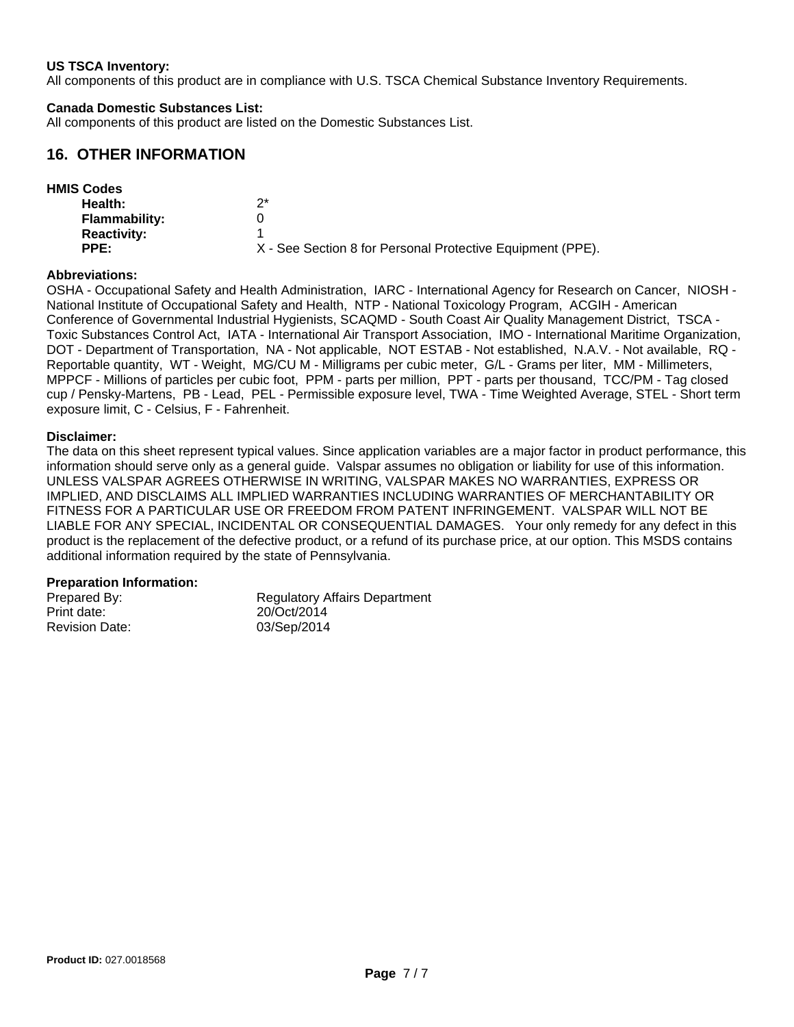**US TSCA Inventory:**
All components of this product are in compliance with U.S. TSCA Chemical Substance Inventory Requirements.

**Canada Domestic Substances List:**
All components of this product are listed on the Domestic Substances List.

## 16. OTHER INFORMATION

**HMIS Codes**

| | |
|---|---|
| **Health:** | 2* |
| **Flammability:** | 0 |
| **Reactivity:** | 1 |
| **PPE:** | X - See Section 8 for Personal Protective Equipment (PPE). |

**Abbreviations:**
OSHA - Occupational Safety and Health Administration, IARC - International Agency for Research on Cancer, NIOSH - National Institute of Occupational Safety and Health, NTP - National Toxicology Program, ACGIH - American Conference of Governmental Industrial Hygienists, SCAQMD - South Coast Air Quality Management District, TSCA - Toxic Substances Control Act, IATA - International Air Transport Association, IMO - International Maritime Organization, DOT - Department of Transportation, NA - Not applicable, NOT ESTAB - Not established, N.A.V. - Not available, RQ - Reportable quantity, WT - Weight, MG/CU M - Milligrams per cubic meter, G/L - Grams per liter, MM - Millimeters, MPPCF - Millions of particles per cubic foot, PPM - parts per million, PPT - parts per thousand, TCC/PM - Tag closed cup / Pensky-Martens, PB - Lead, PEL - Permissible exposure level, TWA - Time Weighted Average, STEL - Short term exposure limit, C - Celsius, F - Fahrenheit.

**Disclaimer:**
The data on this sheet represent typical values. Since application variables are a major factor in product performance, this information should serve only as a general guide. Valspar assumes no obligation or liability for use of this information. UNLESS VALSPAR AGREES OTHERWISE IN WRITING, VALSPAR MAKES NO WARRANTIES, EXPRESS OR IMPLIED, AND DISCLAIMS ALL IMPLIED WARRANTIES INCLUDING WARRANTIES OF MERCHANTABILITY OR FITNESS FOR A PARTICULAR USE OR FREEDOM FROM PATENT INFRINGEMENT. VALSPAR WILL NOT BE LIABLE FOR ANY SPECIAL, INCIDENTAL OR CONSEQUENTIAL DAMAGES. Your only remedy for any defect in this product is the replacement of the defective product, or a refund of its purchase price, at our option. This MSDS contains additional information required by the state of Pennsylvania.

**Preparation Information:**

| | |
|---|---|
| Prepared By: | Regulatory Affairs Department |
| Print date: | 20/Oct/2014 |
| Revision Date: | 03/Sep/2014 |

**Product ID:** 027.0018568